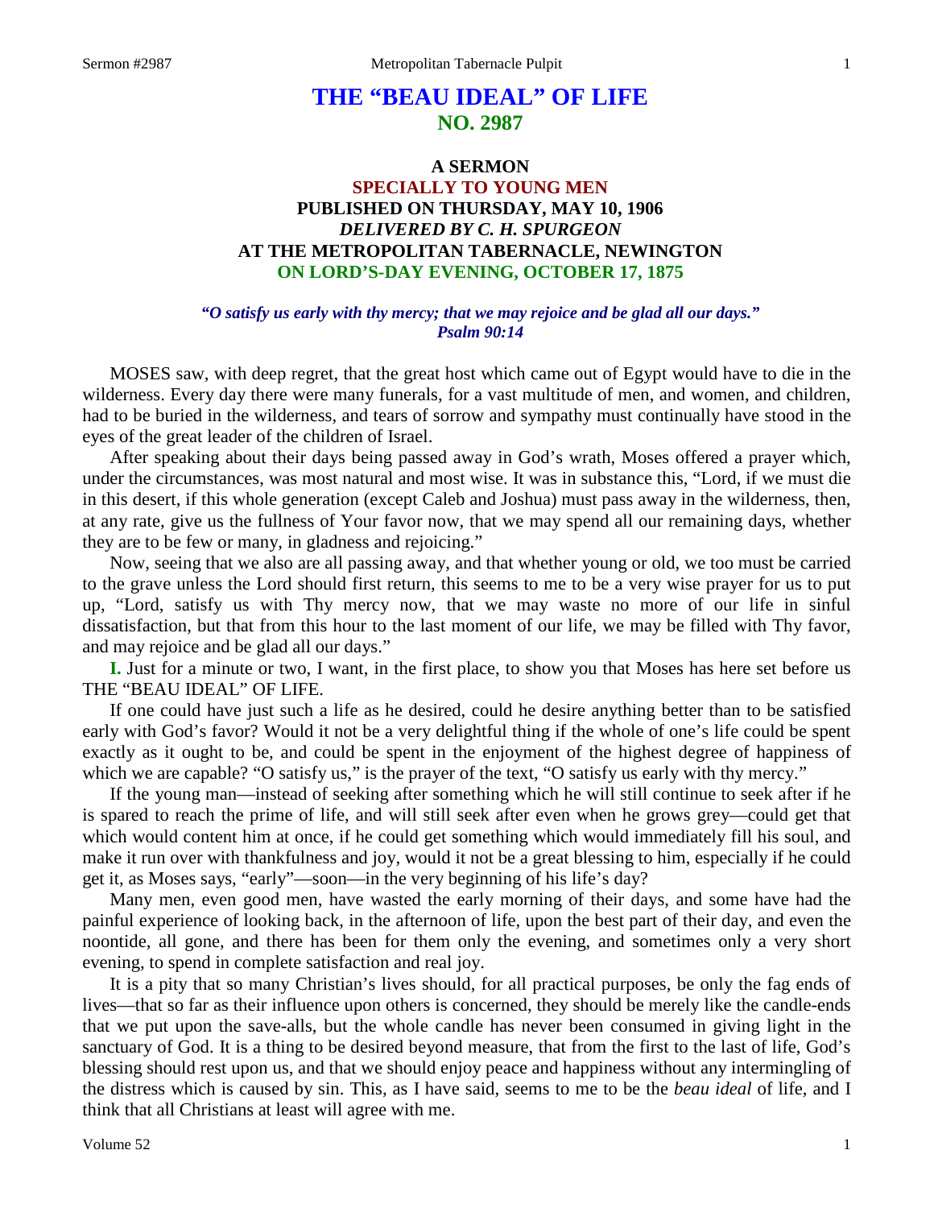# THE "BEAU IDEAL" OF LIFE
## NO. 2987

### A SERMON
### SPECIALLY TO YOUNG MEN
### PUBLISHED ON THURSDAY, MAY 10, 1906
### *DELIVERED BY C. H. SPURGEON*
### AT THE METROPOLITAN TABERNACLE, NEWINGTON
### ON LORD'S-DAY EVENING, OCTOBER 17, 1875

***"O satisfy us early with thy mercy; that we may rejoice and be glad all our days."***
***Psalm 90:14***

MOSES saw, with deep regret, that the great host which came out of Egypt would have to die in the wilderness. Every day there were many funerals, for a vast multitude of men, and women, and children, had to be buried in the wilderness, and tears of sorrow and sympathy must continually have stood in the eyes of the great leader of the children of Israel.

After speaking about their days being passed away in God's wrath, Moses offered a prayer which, under the circumstances, was most natural and most wise. It was in substance this, "Lord, if we must die in this desert, if this whole generation (except Caleb and Joshua) must pass away in the wilderness, then, at any rate, give us the fullness of Your favor now, that we may spend all our remaining days, whether they are to be few or many, in gladness and rejoicing."

Now, seeing that we also are all passing away, and that whether young or old, we too must be carried to the grave unless the Lord should first return, this seems to me to be a very wise prayer for us to put up, "Lord, satisfy us with Thy mercy now, that we may waste no more of our life in sinful dissatisfaction, but that from this hour to the last moment of our life, we may be filled with Thy favor, and may rejoice and be glad all our days."

**I.** Just for a minute or two, I want, in the first place, to show you that Moses has here set before us THE "BEAU IDEAL" OF LIFE.

If one could have just such a life as he desired, could he desire anything better than to be satisfied early with God's favor? Would it not be a very delightful thing if the whole of one's life could be spent exactly as it ought to be, and could be spent in the enjoyment of the highest degree of happiness of which we are capable? "O satisfy us," is the prayer of the text, "O satisfy us early with thy mercy."

If the young man—instead of seeking after something which he will still continue to seek after if he is spared to reach the prime of life, and will still seek after even when he grows grey—could get that which would content him at once, if he could get something which would immediately fill his soul, and make it run over with thankfulness and joy, would it not be a great blessing to him, especially if he could get it, as Moses says, "early"—soon—in the very beginning of his life's day?

Many men, even good men, have wasted the early morning of their days, and some have had the painful experience of looking back, in the afternoon of life, upon the best part of their day, and even the noontide, all gone, and there has been for them only the evening, and sometimes only a very short evening, to spend in complete satisfaction and real joy.

It is a pity that so many Christian's lives should, for all practical purposes, be only the fag ends of lives—that so far as their influence upon others is concerned, they should be merely like the candle-ends that we put upon the save-alls, but the whole candle has never been consumed in giving light in the sanctuary of God. It is a thing to be desired beyond measure, that from the first to the last of life, God's blessing should rest upon us, and that we should enjoy peace and happiness without any intermingling of the distress which is caused by sin. This, as I have said, seems to me to be the *beau ideal* of life, and I think that all Christians at least will agree with me.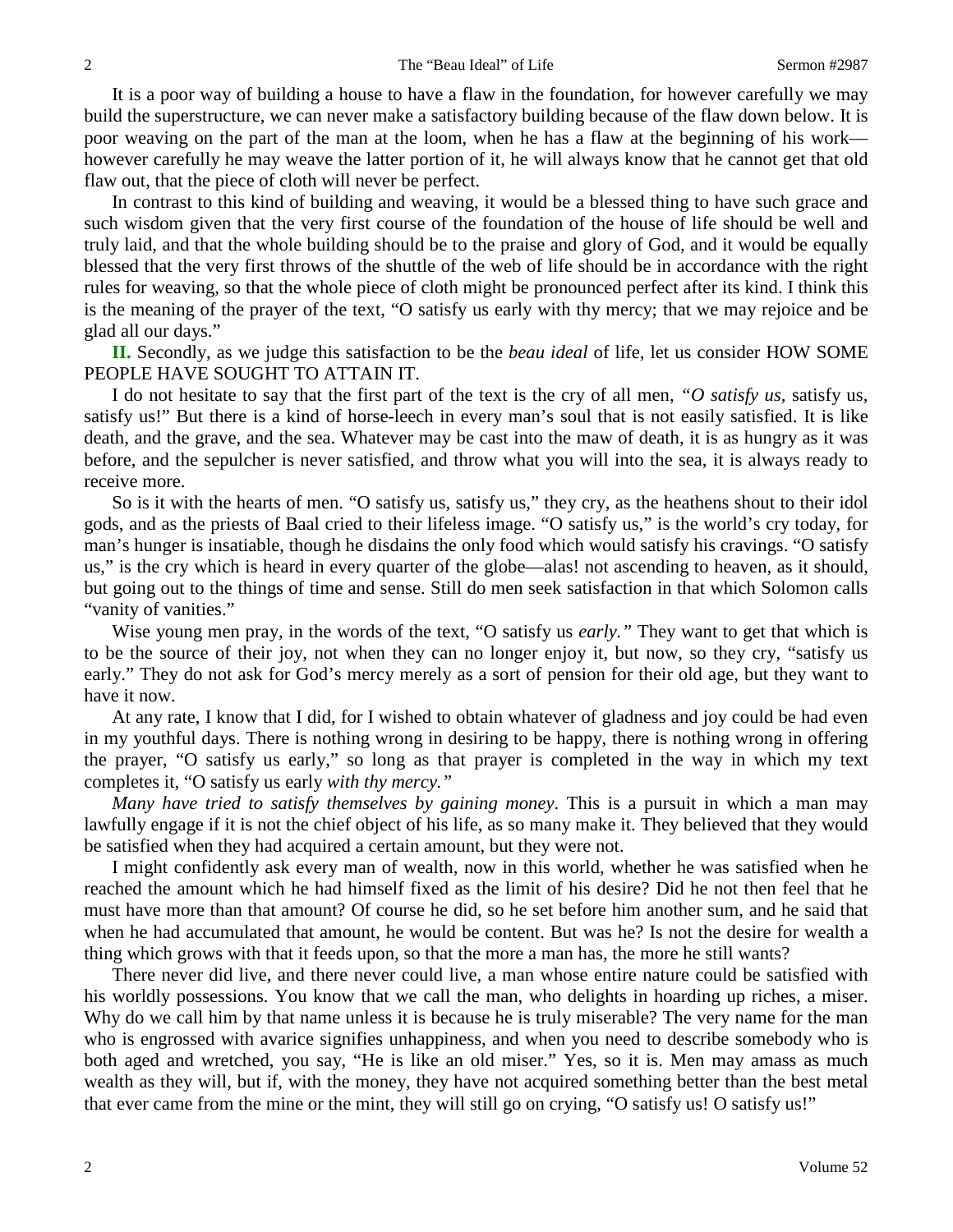It is a poor way of building a house to have a flaw in the foundation, for however carefully we may build the superstructure, we can never make a satisfactory building because of the flaw down below. It is poor weaving on the part of the man at the loom, when he has a flaw at the beginning of his work—however carefully he may weave the latter portion of it, he will always know that he cannot get that old flaw out, that the piece of cloth will never be perfect.

In contrast to this kind of building and weaving, it would be a blessed thing to have such grace and such wisdom given that the very first course of the foundation of the house of life should be well and truly laid, and that the whole building should be to the praise and glory of God, and it would be equally blessed that the very first throws of the shuttle of the web of life should be in accordance with the right rules for weaving, so that the whole piece of cloth might be pronounced perfect after its kind. I think this is the meaning of the prayer of the text, "O satisfy us early with thy mercy; that we may rejoice and be glad all our days."

**II.** Secondly, as we judge this satisfaction to be the *beau ideal* of life, let us consider HOW SOME PEOPLE HAVE SOUGHT TO ATTAIN IT.

I do not hesitate to say that the first part of the text is the cry of all men, *"O satisfy us,* satisfy us, satisfy us!" But there is a kind of horse-leech in every man's soul that is not easily satisfied. It is like death, and the grave, and the sea. Whatever may be cast into the maw of death, it is as hungry as it was before, and the sepulcher is never satisfied, and throw what you will into the sea, it is always ready to receive more.

So is it with the hearts of men. "O satisfy us, satisfy us," they cry, as the heathens shout to their idol gods, and as the priests of Baal cried to their lifeless image. "O satisfy us," is the world's cry today, for man's hunger is insatiable, though he disdains the only food which would satisfy his cravings. "O satisfy us," is the cry which is heard in every quarter of the globe—alas! not ascending to heaven, as it should, but going out to the things of time and sense. Still do men seek satisfaction in that which Solomon calls "vanity of vanities."

Wise young men pray, in the words of the text, "O satisfy us *early."* They want to get that which is to be the source of their joy, not when they can no longer enjoy it, but now, so they cry, "satisfy us early." They do not ask for God's mercy merely as a sort of pension for their old age, but they want to have it now.

At any rate, I know that I did, for I wished to obtain whatever of gladness and joy could be had even in my youthful days. There is nothing wrong in desiring to be happy, there is nothing wrong in offering the prayer, "O satisfy us early," so long as that prayer is completed in the way in which my text completes it, "O satisfy us early *with thy mercy."*

*Many have tried to satisfy themselves by gaining money*. This is a pursuit in which a man may lawfully engage if it is not the chief object of his life, as so many make it. They believed that they would be satisfied when they had acquired a certain amount, but they were not.

I might confidently ask every man of wealth, now in this world, whether he was satisfied when he reached the amount which he had himself fixed as the limit of his desire? Did he not then feel that he must have more than that amount? Of course he did, so he set before him another sum, and he said that when he had accumulated that amount, he would be content. But was he? Is not the desire for wealth a thing which grows with that it feeds upon, so that the more a man has, the more he still wants?

There never did live, and there never could live, a man whose entire nature could be satisfied with his worldly possessions. You know that we call the man, who delights in hoarding up riches, a miser. Why do we call him by that name unless it is because he is truly miserable? The very name for the man who is engrossed with avarice signifies unhappiness, and when you need to describe somebody who is both aged and wretched, you say, "He is like an old miser." Yes, so it is. Men may amass as much wealth as they will, but if, with the money, they have not acquired something better than the best metal that ever came from the mine or the mint, they will still go on crying, "O satisfy us! O satisfy us!"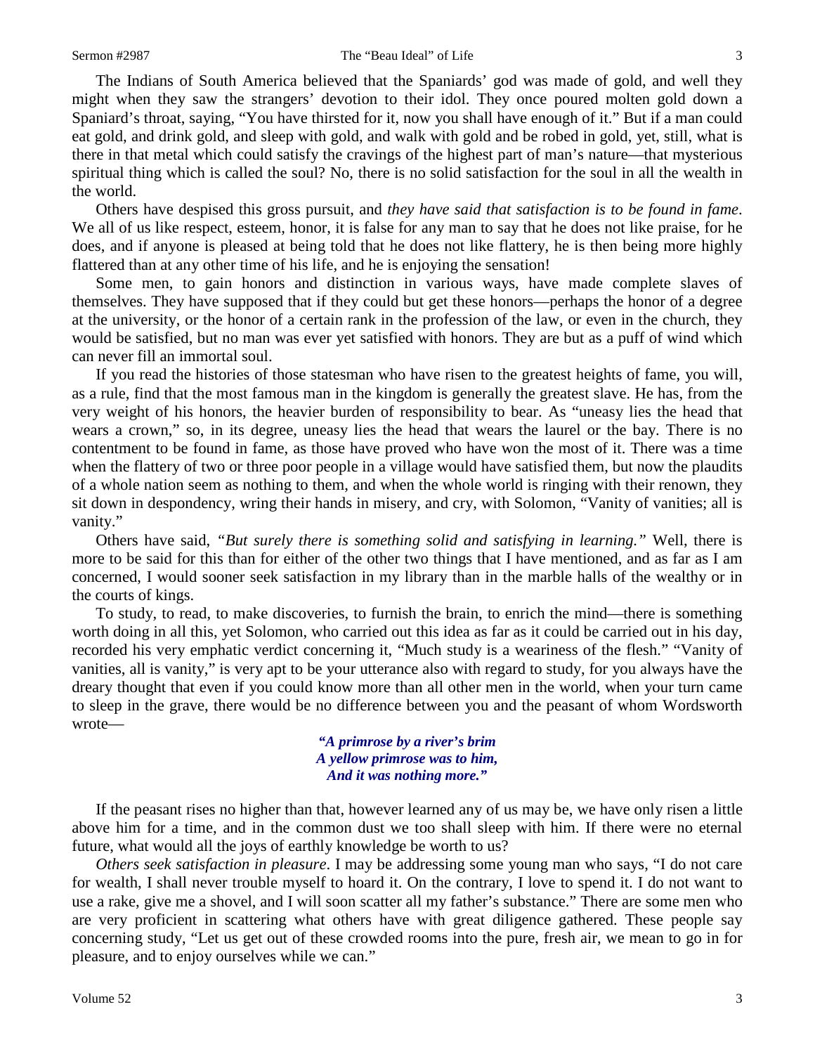The Indians of South America believed that the Spaniards' god was made of gold, and well they might when they saw the strangers' devotion to their idol. They once poured molten gold down a Spaniard's throat, saying, "You have thirsted for it, now you shall have enough of it." But if a man could eat gold, and drink gold, and sleep with gold, and walk with gold and be robed in gold, yet, still, what is there in that metal which could satisfy the cravings of the highest part of man's nature—that mysterious spiritual thing which is called the soul? No, there is no solid satisfaction for the soul in all the wealth in the world.

Others have despised this gross pursuit, and *they have said that satisfaction is to be found in fame*. We all of us like respect, esteem, honor, it is false for any man to say that he does not like praise, for he does, and if anyone is pleased at being told that he does not like flattery, he is then being more highly flattered than at any other time of his life, and he is enjoying the sensation!

Some men, to gain honors and distinction in various ways, have made complete slaves of themselves. They have supposed that if they could but get these honors—perhaps the honor of a degree at the university, or the honor of a certain rank in the profession of the law, or even in the church, they would be satisfied, but no man was ever yet satisfied with honors. They are but as a puff of wind which can never fill an immortal soul.

If you read the histories of those statesman who have risen to the greatest heights of fame, you will, as a rule, find that the most famous man in the kingdom is generally the greatest slave. He has, from the very weight of his honors, the heavier burden of responsibility to bear. As "uneasy lies the head that wears a crown," so, in its degree, uneasy lies the head that wears the laurel or the bay. There is no contentment to be found in fame, as those have proved who have won the most of it. There was a time when the flattery of two or three poor people in a village would have satisfied them, but now the plaudits of a whole nation seem as nothing to them, and when the whole world is ringing with their renown, they sit down in despondency, wring their hands in misery, and cry, with Solomon, "Vanity of vanities; all is vanity."

Others have said, *"But surely there is something solid and satisfying in learning."* Well, there is more to be said for this than for either of the other two things that I have mentioned, and as far as I am concerned, I would sooner seek satisfaction in my library than in the marble halls of the wealthy or in the courts of kings.

To study, to read, to make discoveries, to furnish the brain, to enrich the mind—there is something worth doing in all this, yet Solomon, who carried out this idea as far as it could be carried out in his day, recorded his very emphatic verdict concerning it, "Much study is a weariness of the flesh." "Vanity of vanities, all is vanity," is very apt to be your utterance also with regard to study, for you always have the dreary thought that even if you could know more than all other men in the world, when your turn came to sleep in the grave, there would be no difference between you and the peasant of whom Wordsworth wrote—

> ***"A primrose by a river's brim***
> ***A yellow primrose was to him,***
> ***And it was nothing more."***

If the peasant rises no higher than that, however learned any of us may be, we have only risen a little above him for a time, and in the common dust we too shall sleep with him. If there were no eternal future, what would all the joys of earthly knowledge be worth to us?

*Others seek satisfaction in pleasure*. I may be addressing some young man who says, "I do not care for wealth, I shall never trouble myself to hoard it. On the contrary, I love to spend it. I do not want to use a rake, give me a shovel, and I will soon scatter all my father's substance." There are some men who are very proficient in scattering what others have with great diligence gathered. These people say concerning study, "Let us get out of these crowded rooms into the pure, fresh air, we mean to go in for pleasure, and to enjoy ourselves while we can."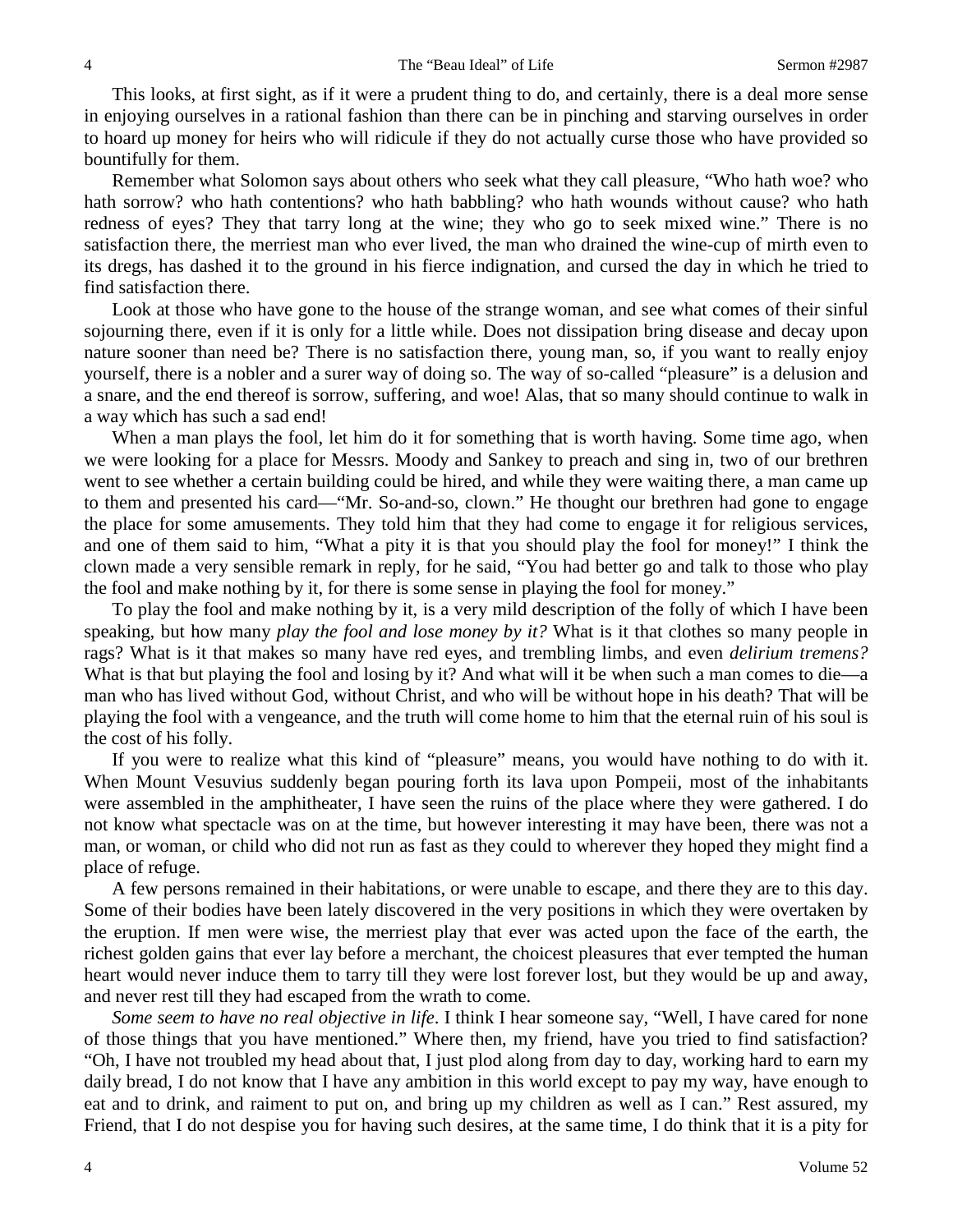This looks, at first sight, as if it were a prudent thing to do, and certainly, there is a deal more sense in enjoying ourselves in a rational fashion than there can be in pinching and starving ourselves in order to hoard up money for heirs who will ridicule if they do not actually curse those who have provided so bountifully for them.

Remember what Solomon says about others who seek what they call pleasure, "Who hath woe? who hath sorrow? who hath contentions? who hath babbling? who hath wounds without cause? who hath redness of eyes? They that tarry long at the wine; they who go to seek mixed wine." There is no satisfaction there, the merriest man who ever lived, the man who drained the wine-cup of mirth even to its dregs, has dashed it to the ground in his fierce indignation, and cursed the day in which he tried to find satisfaction there.

Look at those who have gone to the house of the strange woman, and see what comes of their sinful sojourning there, even if it is only for a little while. Does not dissipation bring disease and decay upon nature sooner than need be? There is no satisfaction there, young man, so, if you want to really enjoy yourself, there is a nobler and a surer way of doing so. The way of so-called "pleasure" is a delusion and a snare, and the end thereof is sorrow, suffering, and woe! Alas, that so many should continue to walk in a way which has such a sad end!

When a man plays the fool, let him do it for something that is worth having. Some time ago, when we were looking for a place for Messrs. Moody and Sankey to preach and sing in, two of our brethren went to see whether a certain building could be hired, and while they were waiting there, a man came up to them and presented his card—"Mr. So-and-so, clown." He thought our brethren had gone to engage the place for some amusements. They told him that they had come to engage it for religious services, and one of them said to him, "What a pity it is that you should play the fool for money!" I think the clown made a very sensible remark in reply, for he said, "You had better go and talk to those who play the fool and make nothing by it, for there is some sense in playing the fool for money."

To play the fool and make nothing by it, is a very mild description of the folly of which I have been speaking, but how many *play the fool and lose money by it?* What is it that clothes so many people in rags? What is it that makes so many have red eyes, and trembling limbs, and even *delirium tremens?* What is that but playing the fool and losing by it? And what will it be when such a man comes to die—a man who has lived without God, without Christ, and who will be without hope in his death? That will be playing the fool with a vengeance, and the truth will come home to him that the eternal ruin of his soul is the cost of his folly.

If you were to realize what this kind of "pleasure" means, you would have nothing to do with it. When Mount Vesuvius suddenly began pouring forth its lava upon Pompeii, most of the inhabitants were assembled in the amphitheater, I have seen the ruins of the place where they were gathered. I do not know what spectacle was on at the time, but however interesting it may have been, there was not a man, or woman, or child who did not run as fast as they could to wherever they hoped they might find a place of refuge.

A few persons remained in their habitations, or were unable to escape, and there they are to this day. Some of their bodies have been lately discovered in the very positions in which they were overtaken by the eruption. If men were wise, the merriest play that ever was acted upon the face of the earth, the richest golden gains that ever lay before a merchant, the choicest pleasures that ever tempted the human heart would never induce them to tarry till they were lost forever lost, but they would be up and away, and never rest till they had escaped from the wrath to come.

*Some seem to have no real objective in life*. I think I hear someone say, "Well, I have cared for none of those things that you have mentioned." Where then, my friend, have you tried to find satisfaction? "Oh, I have not troubled my head about that, I just plod along from day to day, working hard to earn my daily bread, I do not know that I have any ambition in this world except to pay my way, have enough to eat and to drink, and raiment to put on, and bring up my children as well as I can." Rest assured, my Friend, that I do not despise you for having such desires, at the same time, I do think that it is a pity for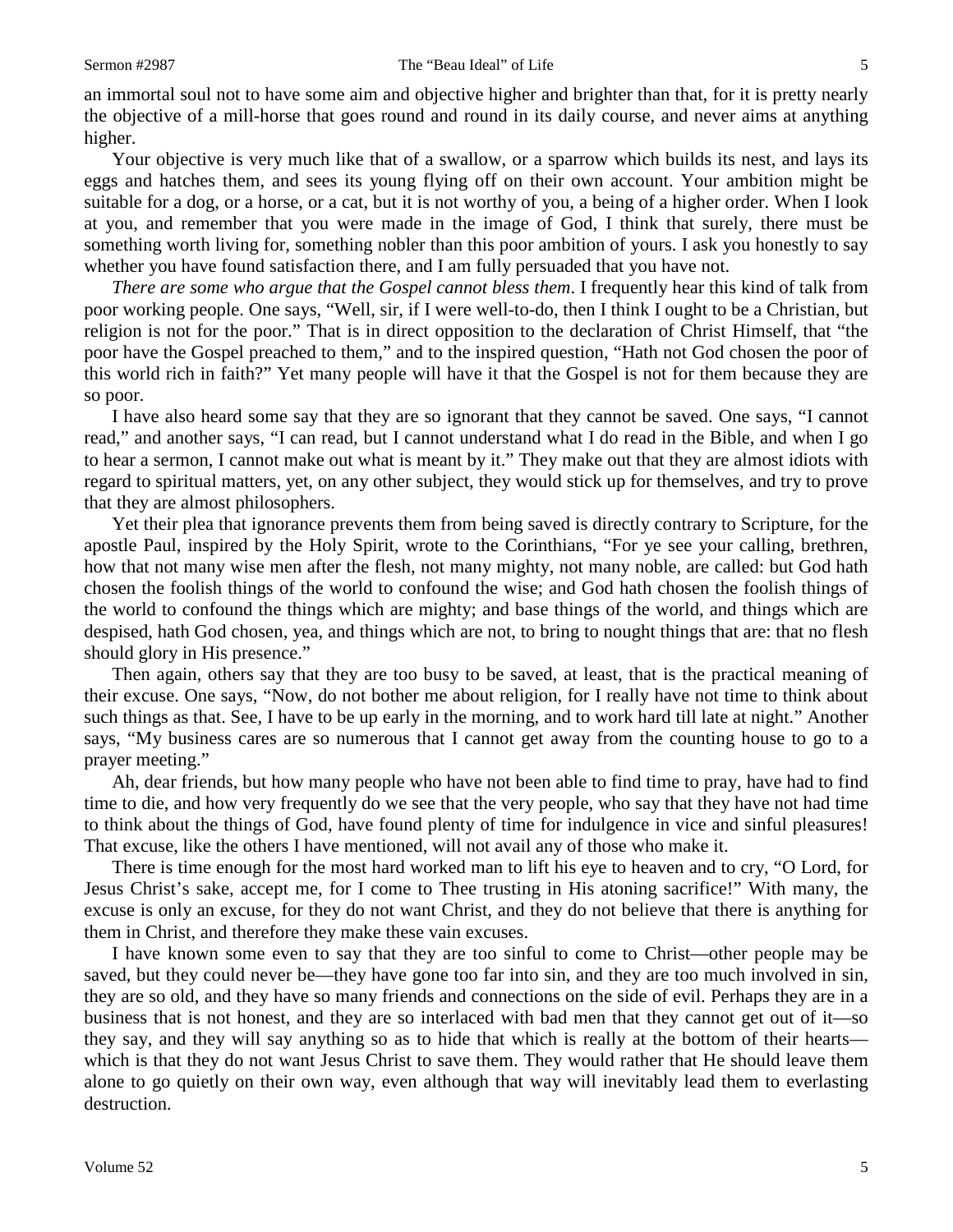an immortal soul not to have some aim and objective higher and brighter than that, for it is pretty nearly the objective of a mill-horse that goes round and round in its daily course, and never aims at anything higher.

Your objective is very much like that of a swallow, or a sparrow which builds its nest, and lays its eggs and hatches them, and sees its young flying off on their own account. Your ambition might be suitable for a dog, or a horse, or a cat, but it is not worthy of you, a being of a higher order. When I look at you, and remember that you were made in the image of God, I think that surely, there must be something worth living for, something nobler than this poor ambition of yours. I ask you honestly to say whether you have found satisfaction there, and I am fully persuaded that you have not.

*There are some who argue that the Gospel cannot bless them*. I frequently hear this kind of talk from poor working people. One says, "Well, sir, if I were well-to-do, then I think I ought to be a Christian, but religion is not for the poor." That is in direct opposition to the declaration of Christ Himself, that "the poor have the Gospel preached to them," and to the inspired question, "Hath not God chosen the poor of this world rich in faith?" Yet many people will have it that the Gospel is not for them because they are so poor.

I have also heard some say that they are so ignorant that they cannot be saved. One says, "I cannot read," and another says, "I can read, but I cannot understand what I do read in the Bible, and when I go to hear a sermon, I cannot make out what is meant by it." They make out that they are almost idiots with regard to spiritual matters, yet, on any other subject, they would stick up for themselves, and try to prove that they are almost philosophers.

Yet their plea that ignorance prevents them from being saved is directly contrary to Scripture, for the apostle Paul, inspired by the Holy Spirit, wrote to the Corinthians, "For ye see your calling, brethren, how that not many wise men after the flesh, not many mighty, not many noble, are called: but God hath chosen the foolish things of the world to confound the wise; and God hath chosen the foolish things of the world to confound the things which are mighty; and base things of the world, and things which are despised, hath God chosen, yea, and things which are not, to bring to nought things that are: that no flesh should glory in His presence."

Then again, others say that they are too busy to be saved, at least, that is the practical meaning of their excuse. One says, "Now, do not bother me about religion, for I really have not time to think about such things as that. See, I have to be up early in the morning, and to work hard till late at night." Another says, "My business cares are so numerous that I cannot get away from the counting house to go to a prayer meeting."

Ah, dear friends, but how many people who have not been able to find time to pray, have had to find time to die, and how very frequently do we see that the very people, who say that they have not had time to think about the things of God, have found plenty of time for indulgence in vice and sinful pleasures! That excuse, like the others I have mentioned, will not avail any of those who make it.

There is time enough for the most hard worked man to lift his eye to heaven and to cry, "O Lord, for Jesus Christ's sake, accept me, for I come to Thee trusting in His atoning sacrifice!" With many, the excuse is only an excuse, for they do not want Christ, and they do not believe that there is anything for them in Christ, and therefore they make these vain excuses.

I have known some even to say that they are too sinful to come to Christ—other people may be saved, but they could never be—they have gone too far into sin, and they are too much involved in sin, they are so old, and they have so many friends and connections on the side of evil. Perhaps they are in a business that is not honest, and they are so interlaced with bad men that they cannot get out of it—so they say, and they will say anything so as to hide that which is really at the bottom of their hearts—which is that they do not want Jesus Christ to save them. They would rather that He should leave them alone to go quietly on their own way, even although that way will inevitably lead them to everlasting destruction.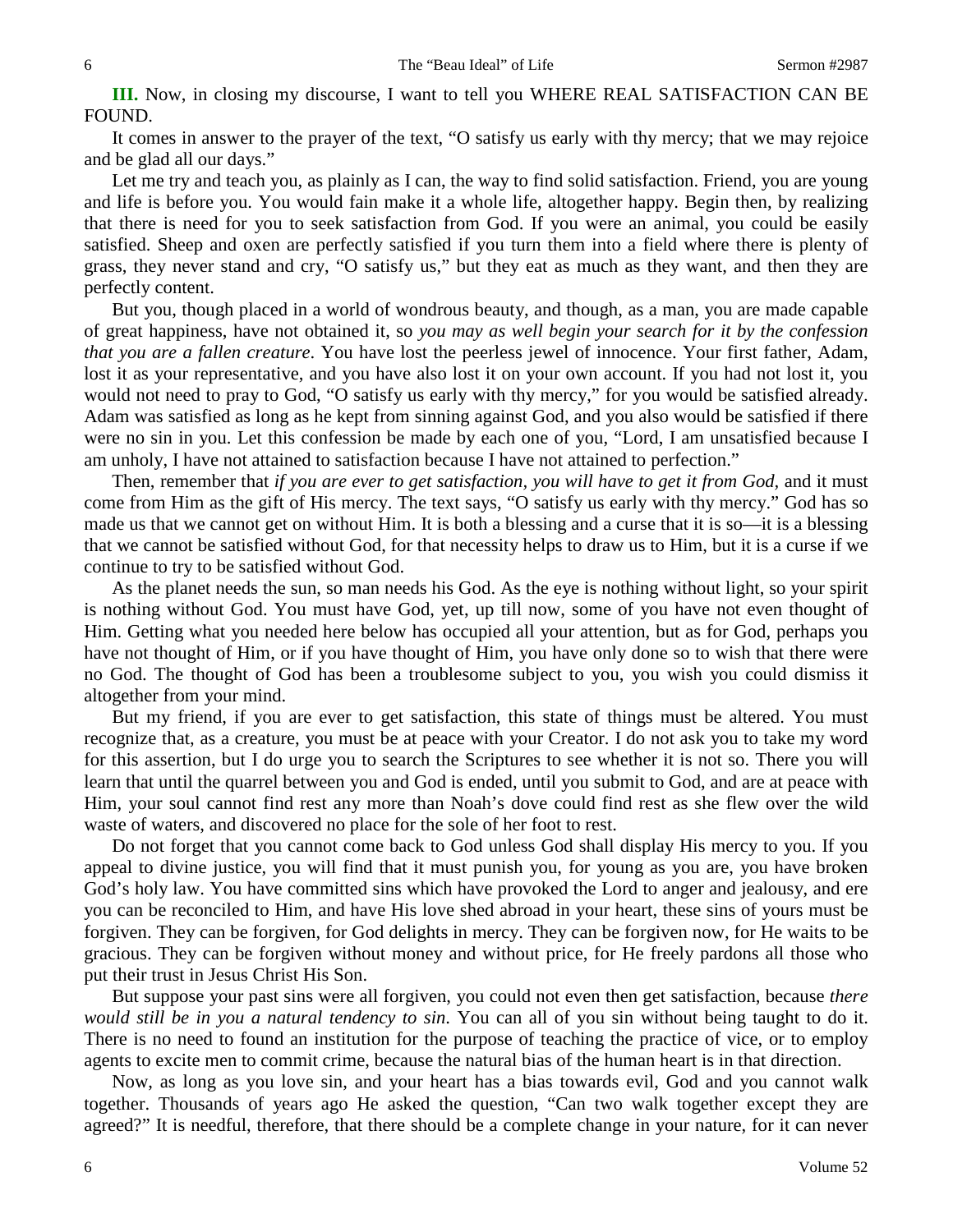**III.** Now, in closing my discourse, I want to tell you WHERE REAL SATISFACTION CAN BE FOUND.

It comes in answer to the prayer of the text, "O satisfy us early with thy mercy; that we may rejoice and be glad all our days."

Let me try and teach you, as plainly as I can, the way to find solid satisfaction. Friend, you are young and life is before you. You would fain make it a whole life, altogether happy. Begin then, by realizing that there is need for you to seek satisfaction from God. If you were an animal, you could be easily satisfied. Sheep and oxen are perfectly satisfied if you turn them into a field where there is plenty of grass, they never stand and cry, "O satisfy us," but they eat as much as they want, and then they are perfectly content.

But you, though placed in a world of wondrous beauty, and though, as a man, you are made capable of great happiness, have not obtained it, so *you may as well begin your search for it by the confession that you are a fallen creature*. You have lost the peerless jewel of innocence. Your first father, Adam, lost it as your representative, and you have also lost it on your own account. If you had not lost it, you would not need to pray to God, "O satisfy us early with thy mercy," for you would be satisfied already. Adam was satisfied as long as he kept from sinning against God, and you also would be satisfied if there were no sin in you. Let this confession be made by each one of you, "Lord, I am unsatisfied because I am unholy, I have not attained to satisfaction because I have not attained to perfection."

Then, remember that *if you are ever to get satisfaction, you will have to get it from God,* and it must come from Him as the gift of His mercy. The text says, "O satisfy us early with thy mercy." God has so made us that we cannot get on without Him. It is both a blessing and a curse that it is so—it is a blessing that we cannot be satisfied without God, for that necessity helps to draw us to Him, but it is a curse if we continue to try to be satisfied without God.

As the planet needs the sun, so man needs his God. As the eye is nothing without light, so your spirit is nothing without God. You must have God, yet, up till now, some of you have not even thought of Him. Getting what you needed here below has occupied all your attention, but as for God, perhaps you have not thought of Him, or if you have thought of Him, you have only done so to wish that there were no God. The thought of God has been a troublesome subject to you, you wish you could dismiss it altogether from your mind.

But my friend, if you are ever to get satisfaction, this state of things must be altered. You must recognize that, as a creature, you must be at peace with your Creator. I do not ask you to take my word for this assertion, but I do urge you to search the Scriptures to see whether it is not so. There you will learn that until the quarrel between you and God is ended, until you submit to God, and are at peace with Him, your soul cannot find rest any more than Noah's dove could find rest as she flew over the wild waste of waters, and discovered no place for the sole of her foot to rest.

Do not forget that you cannot come back to God unless God shall display His mercy to you. If you appeal to divine justice, you will find that it must punish you, for young as you are, you have broken God's holy law. You have committed sins which have provoked the Lord to anger and jealousy, and ere you can be reconciled to Him, and have His love shed abroad in your heart, these sins of yours must be forgiven. They can be forgiven, for God delights in mercy. They can be forgiven now, for He waits to be gracious. They can be forgiven without money and without price, for He freely pardons all those who put their trust in Jesus Christ His Son.

But suppose your past sins were all forgiven, you could not even then get satisfaction, because *there would still be in you a natural tendency to sin*. You can all of you sin without being taught to do it. There is no need to found an institution for the purpose of teaching the practice of vice, or to employ agents to excite men to commit crime, because the natural bias of the human heart is in that direction.

Now, as long as you love sin, and your heart has a bias towards evil, God and you cannot walk together. Thousands of years ago He asked the question, "Can two walk together except they are agreed?" It is needful, therefore, that there should be a complete change in your nature, for it can never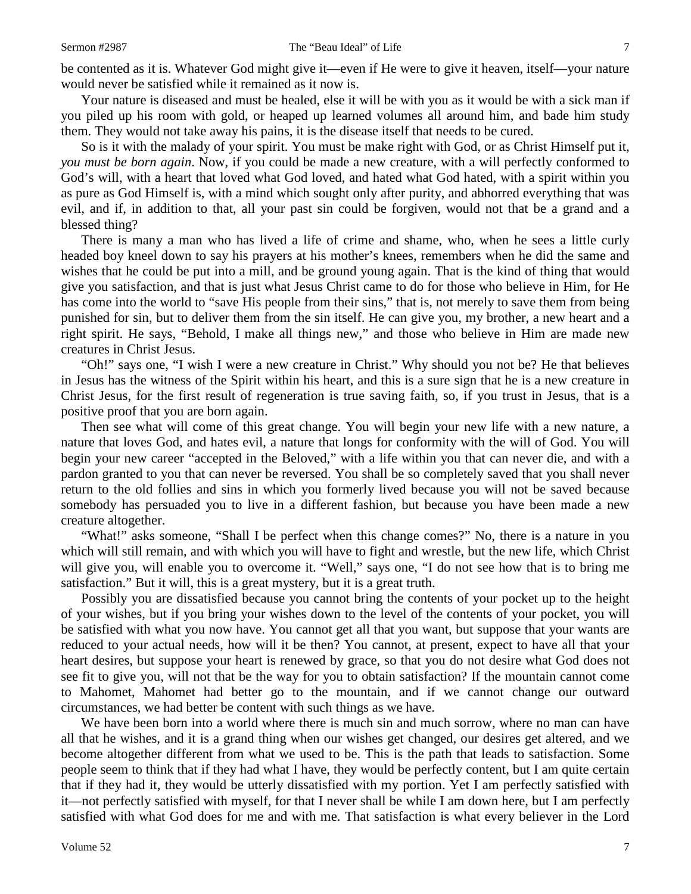be contented as it is. Whatever God might give it—even if He were to give it heaven, itself—your nature would never be satisfied while it remained as it now is.

Your nature is diseased and must be healed, else it will be with you as it would be with a sick man if you piled up his room with gold, or heaped up learned volumes all around him, and bade him study them. They would not take away his pains, it is the disease itself that needs to be cured.

So is it with the malady of your spirit. You must be make right with God, or as Christ Himself put it, *you must be born again*. Now, if you could be made a new creature, with a will perfectly conformed to God's will, with a heart that loved what God loved, and hated what God hated, with a spirit within you as pure as God Himself is, with a mind which sought only after purity, and abhorred everything that was evil, and if, in addition to that, all your past sin could be forgiven, would not that be a grand and a blessed thing?

There is many a man who has lived a life of crime and shame, who, when he sees a little curly headed boy kneel down to say his prayers at his mother's knees, remembers when he did the same and wishes that he could be put into a mill, and be ground young again. That is the kind of thing that would give you satisfaction, and that is just what Jesus Christ came to do for those who believe in Him, for He has come into the world to "save His people from their sins," that is, not merely to save them from being punished for sin, but to deliver them from the sin itself. He can give you, my brother, a new heart and a right spirit. He says, "Behold, I make all things new," and those who believe in Him are made new creatures in Christ Jesus.

"Oh!" says one, "I wish I were a new creature in Christ." Why should you not be? He that believes in Jesus has the witness of the Spirit within his heart, and this is a sure sign that he is a new creature in Christ Jesus, for the first result of regeneration is true saving faith, so, if you trust in Jesus, that is a positive proof that you are born again.

Then see what will come of this great change. You will begin your new life with a new nature, a nature that loves God, and hates evil, a nature that longs for conformity with the will of God. You will begin your new career "accepted in the Beloved," with a life within you that can never die, and with a pardon granted to you that can never be reversed. You shall be so completely saved that you shall never return to the old follies and sins in which you formerly lived because you will not be saved because somebody has persuaded you to live in a different fashion, but because you have been made a new creature altogether.

"What!" asks someone, "Shall I be perfect when this change comes?" No, there is a nature in you which will still remain, and with which you will have to fight and wrestle, but the new life, which Christ will give you, will enable you to overcome it. "Well," says one, "I do not see how that is to bring me satisfaction." But it will, this is a great mystery, but it is a great truth.

Possibly you are dissatisfied because you cannot bring the contents of your pocket up to the height of your wishes, but if you bring your wishes down to the level of the contents of your pocket, you will be satisfied with what you now have. You cannot get all that you want, but suppose that your wants are reduced to your actual needs, how will it be then? You cannot, at present, expect to have all that your heart desires, but suppose your heart is renewed by grace, so that you do not desire what God does not see fit to give you, will not that be the way for you to obtain satisfaction? If the mountain cannot come to Mahomet, Mahomet had better go to the mountain, and if we cannot change our outward circumstances, we had better be content with such things as we have.

We have been born into a world where there is much sin and much sorrow, where no man can have all that he wishes, and it is a grand thing when our wishes get changed, our desires get altered, and we become altogether different from what we used to be. This is the path that leads to satisfaction. Some people seem to think that if they had what I have, they would be perfectly content, but I am quite certain that if they had it, they would be utterly dissatisfied with my portion. Yet I am perfectly satisfied with it—not perfectly satisfied with myself, for that I never shall be while I am down here, but I am perfectly satisfied with what God does for me and with me. That satisfaction is what every believer in the Lord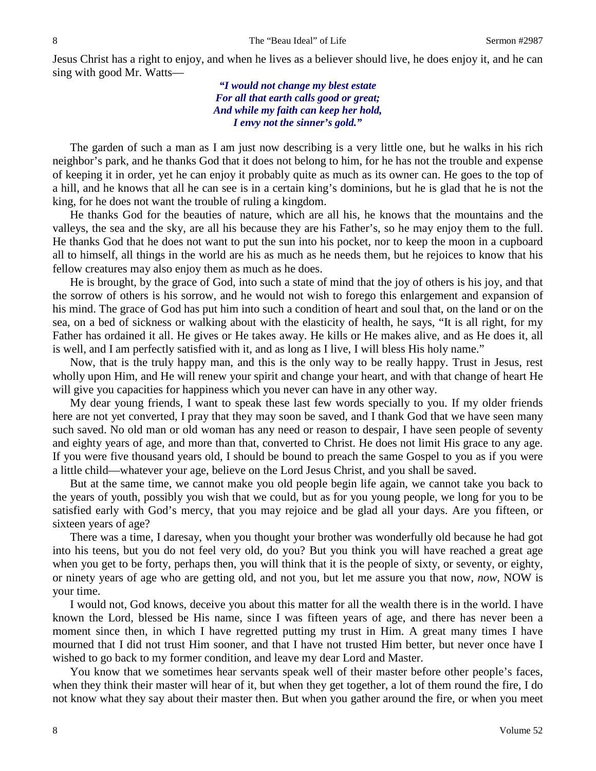Jesus Christ has a right to enjoy, and when he lives as a believer should live, he does enjoy it, and he can sing with good Mr. Watts—

> ***"I would not change my blest estate***
> ***For all that earth calls good or great;***
> ***And while my faith can keep her hold,***
> ***I envy not the sinner's gold."***

The garden of such a man as I am just now describing is a very little one, but he walks in his rich neighbor's park, and he thanks God that it does not belong to him, for he has not the trouble and expense of keeping it in order, yet he can enjoy it probably quite as much as its owner can. He goes to the top of a hill, and he knows that all he can see is in a certain king's dominions, but he is glad that he is not the king, for he does not want the trouble of ruling a kingdom.

He thanks God for the beauties of nature, which are all his, he knows that the mountains and the valleys, the sea and the sky, are all his because they are his Father's, so he may enjoy them to the full. He thanks God that he does not want to put the sun into his pocket, nor to keep the moon in a cupboard all to himself, all things in the world are his as much as he needs them, but he rejoices to know that his fellow creatures may also enjoy them as much as he does.

He is brought, by the grace of God, into such a state of mind that the joy of others is his joy, and that the sorrow of others is his sorrow, and he would not wish to forego this enlargement and expansion of his mind. The grace of God has put him into such a condition of heart and soul that, on the land or on the sea, on a bed of sickness or walking about with the elasticity of health, he says, "It is all right, for my Father has ordained it all. He gives or He takes away. He kills or He makes alive, and as He does it, all is well, and I am perfectly satisfied with it, and as long as I live, I will bless His holy name."

Now, that is the truly happy man, and this is the only way to be really happy. Trust in Jesus, rest wholly upon Him, and He will renew your spirit and change your heart, and with that change of heart He will give you capacities for happiness which you never can have in any other way.

My dear young friends, I want to speak these last few words specially to you. If my older friends here are not yet converted, I pray that they may soon be saved, and I thank God that we have seen many such saved. No old man or old woman has any need or reason to despair, I have seen people of seventy and eighty years of age, and more than that, converted to Christ. He does not limit His grace to any age. If you were five thousand years old, I should be bound to preach the same Gospel to you as if you were a little child—whatever your age, believe on the Lord Jesus Christ, and you shall be saved.

But at the same time, we cannot make you old people begin life again, we cannot take you back to the years of youth, possibly you wish that we could, but as for you young people, we long for you to be satisfied early with God's mercy, that you may rejoice and be glad all your days. Are you fifteen, or sixteen years of age?

There was a time, I daresay, when you thought your brother was wonderfully old because he had got into his teens, but you do not feel very old, do you? But you think you will have reached a great age when you get to be forty, perhaps then, you will think that it is the people of sixty, or seventy, or eighty, or ninety years of age who are getting old, and not you, but let me assure you that now, *now*, NOW is your time.

I would not, God knows, deceive you about this matter for all the wealth there is in the world. I have known the Lord, blessed be His name, since I was fifteen years of age, and there has never been a moment since then, in which I have regretted putting my trust in Him. A great many times I have mourned that I did not trust Him sooner, and that I have not trusted Him better, but never once have I wished to go back to my former condition, and leave my dear Lord and Master.

You know that we sometimes hear servants speak well of their master before other people's faces, when they think their master will hear of it, but when they get together, a lot of them round the fire, I do not know what they say about their master then. But when you gather around the fire, or when you meet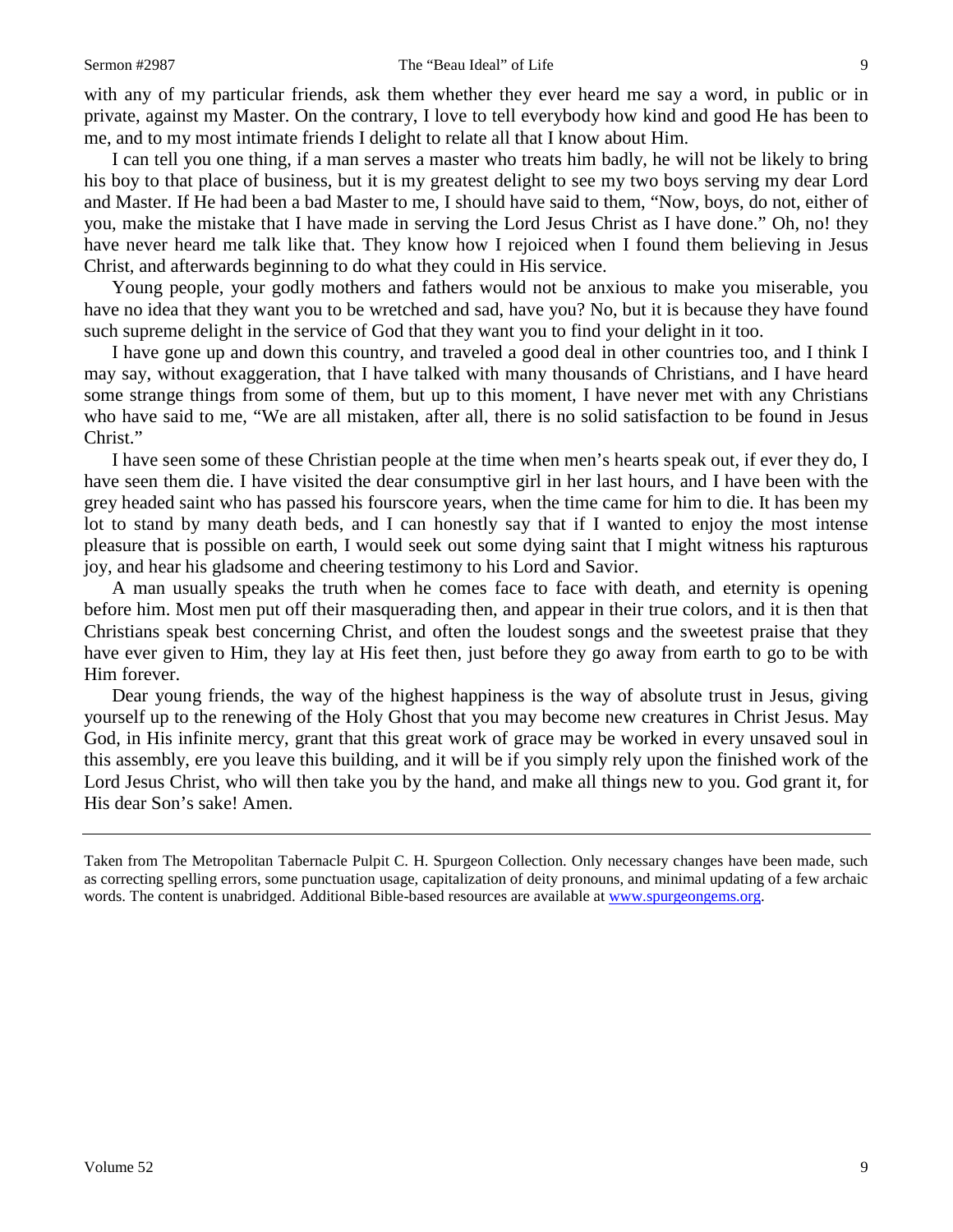with any of my particular friends, ask them whether they ever heard me say a word, in public or in private, against my Master. On the contrary, I love to tell everybody how kind and good He has been to me, and to my most intimate friends I delight to relate all that I know about Him.

I can tell you one thing, if a man serves a master who treats him badly, he will not be likely to bring his boy to that place of business, but it is my greatest delight to see my two boys serving my dear Lord and Master. If He had been a bad Master to me, I should have said to them, "Now, boys, do not, either of you, make the mistake that I have made in serving the Lord Jesus Christ as I have done." Oh, no! they have never heard me talk like that. They know how I rejoiced when I found them believing in Jesus Christ, and afterwards beginning to do what they could in His service.

Young people, your godly mothers and fathers would not be anxious to make you miserable, you have no idea that they want you to be wretched and sad, have you? No, but it is because they have found such supreme delight in the service of God that they want you to find your delight in it too.

I have gone up and down this country, and traveled a good deal in other countries too, and I think I may say, without exaggeration, that I have talked with many thousands of Christians, and I have heard some strange things from some of them, but up to this moment, I have never met with any Christians who have said to me, "We are all mistaken, after all, there is no solid satisfaction to be found in Jesus Christ."

I have seen some of these Christian people at the time when men's hearts speak out, if ever they do, I have seen them die. I have visited the dear consumptive girl in her last hours, and I have been with the grey headed saint who has passed his fourscore years, when the time came for him to die. It has been my lot to stand by many death beds, and I can honestly say that if I wanted to enjoy the most intense pleasure that is possible on earth, I would seek out some dying saint that I might witness his rapturous joy, and hear his gladsome and cheering testimony to his Lord and Savior.

A man usually speaks the truth when he comes face to face with death, and eternity is opening before him. Most men put off their masquerading then, and appear in their true colors, and it is then that Christians speak best concerning Christ, and often the loudest songs and the sweetest praise that they have ever given to Him, they lay at His feet then, just before they go away from earth to go to be with Him forever.

Dear young friends, the way of the highest happiness is the way of absolute trust in Jesus, giving yourself up to the renewing of the Holy Ghost that you may become new creatures in Christ Jesus. May God, in His infinite mercy, grant that this great work of grace may be worked in every unsaved soul in this assembly, ere you leave this building, and it will be if you simply rely upon the finished work of the Lord Jesus Christ, who will then take you by the hand, and make all things new to you. God grant it, for His dear Son's sake! Amen.

---

Taken from The Metropolitan Tabernacle Pulpit C. H. Spurgeon Collection. Only necessary changes have been made, such as correcting spelling errors, some punctuation usage, capitalization of deity pronouns, and minimal updating of a few archaic words. The content is unabridged. Additional Bible-based resources are available at www.spurgeongems.org.